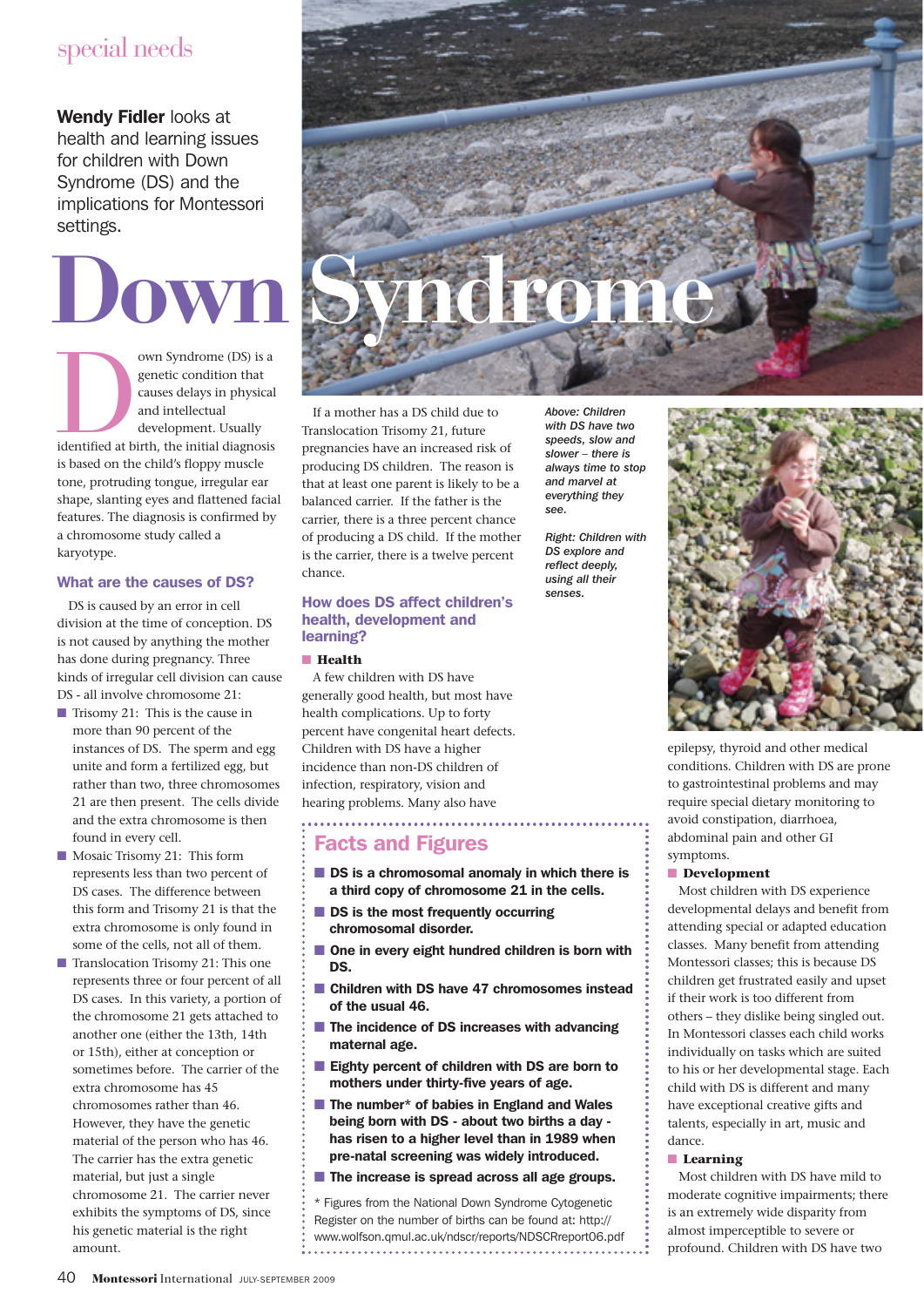Wendy Fidler looks at health and learning issues for children with Down Syndrome (DS) and the implications for Montessori settings.

# Down Syndrome

Down Syndrome (DS) is a genetic condition that causes delays in physical and intellectual development. Usually identified at birth, the initial diagnosis is based on the child's floppy muscle tone, protruding tongue, irregular ear shape, slanting eyes and flattened facial features. The diagnosis is confirmed by a chromosome study called a karyotype.

## What are the causes of DS?

DS is caused by an error in cell division at the time of conception. DS is not caused by anything the mother has done during pregnancy. Three kinds of irregular cell division can cause DS - all involve chromosome 21:

- Trisomy 21: This is the cause in more than 90 percent of the instances of DS. The sperm and egg unite and form a fertilized egg, but rather than two, three chromosomes 21 are then present. The cells divide and the extra chromosome is then found in every cell.
- Mosaic Trisomy 21: This form represents less than two percent of DS cases. The difference between this form and Trisomy 21 is that the extra chromosome is only found in some of the cells, not all of them.
- Translocation Trisomy 21: This one represents three or four percent of all DS cases. In this variety, a portion of the chromosome 21 gets attached to another one (either the 13th, 14th or 15th), either at conception or sometimes before. The carrier of the extra chromosome has 45 chromosomes rather than 46. However, they have the genetic material of the person who has 46. The carrier has the extra genetic material, but just a single chromosome 21. The carrier never exhibits the symptoms of DS, since his genetic material is the right amount.

If a mother has a DS child due to Translocation Trisomy 21, future pregnancies have an increased risk of producing DS children. The reason is that at least one parent is likely to be a balanced carrier. If the father is the carrier, there is a three percent chance of producing a DS child. If the mother is the carrier, there is a twelve percent chance.

*Above: Children with DS have two speeds, slow and slower – there is always time to stop and marvel at everything they see.*

*Right: Children with DS explore and reflect deeply, using all their senses.*

## How does DS affect children's health, development and learning?

### Health

A few children with DS have generally good health, but most have health complications. Up to forty percent have congenital heart defects. Children with DS have a higher incidence than non-DS children of infection, respiratory, vision and hearing problems. Many also have epilepsy, thyroid and other medical conditions. Children with DS are prone to gastrointestinal problems and may require special dietary monitoring to avoid constipation, diarrhoea, abdominal pain and other GI symptoms.

### Development

Most children with DS experience developmental delays and benefit from attending special or adapted education classes. Many benefit from attending Montessori classes; this is because DS children get frustrated easily and upset if their work is too different from others – they dislike being singled out. In Montessori classes each child works individually on tasks which are suited to his or her developmental stage. Each child with DS is different and many have exceptional creative gifts and talents, especially in art, music and dance.

### Learning

Most children with DS have mild to moderate cognitive impairments; there is an extremely wide disparity from almost imperceptible to severe or profound. Children with DS have two

## Facts and Figures

- **DS is a chromosomal anomaly in which there is a third copy of chromosome 21 in the cells.**
- **DS is the most frequently occurring chromosomal disorder.**
- **One in every eight hundred children is born with DS.**
- **Children with DS have 47 chromosomes instead of the usual 46.**
- **The incidence of DS increases with advancing maternal age.**
- **Eighty percent of children with DS are born to mothers under thirty-five years of age.**
- **The number* of babies in England and Wales being born with DS - about two births a day - has risen to a higher level than in 1989 when pre-natal screening was widely introduced.**
- **The increase is spread across all age groups.**

\* Figures from the National Down Syndrome Cytogenetic Register on the number of births can be found at: http://www.wolfson.qmul.ac.uk/ndscr/reports/NDSCRreport06.pdf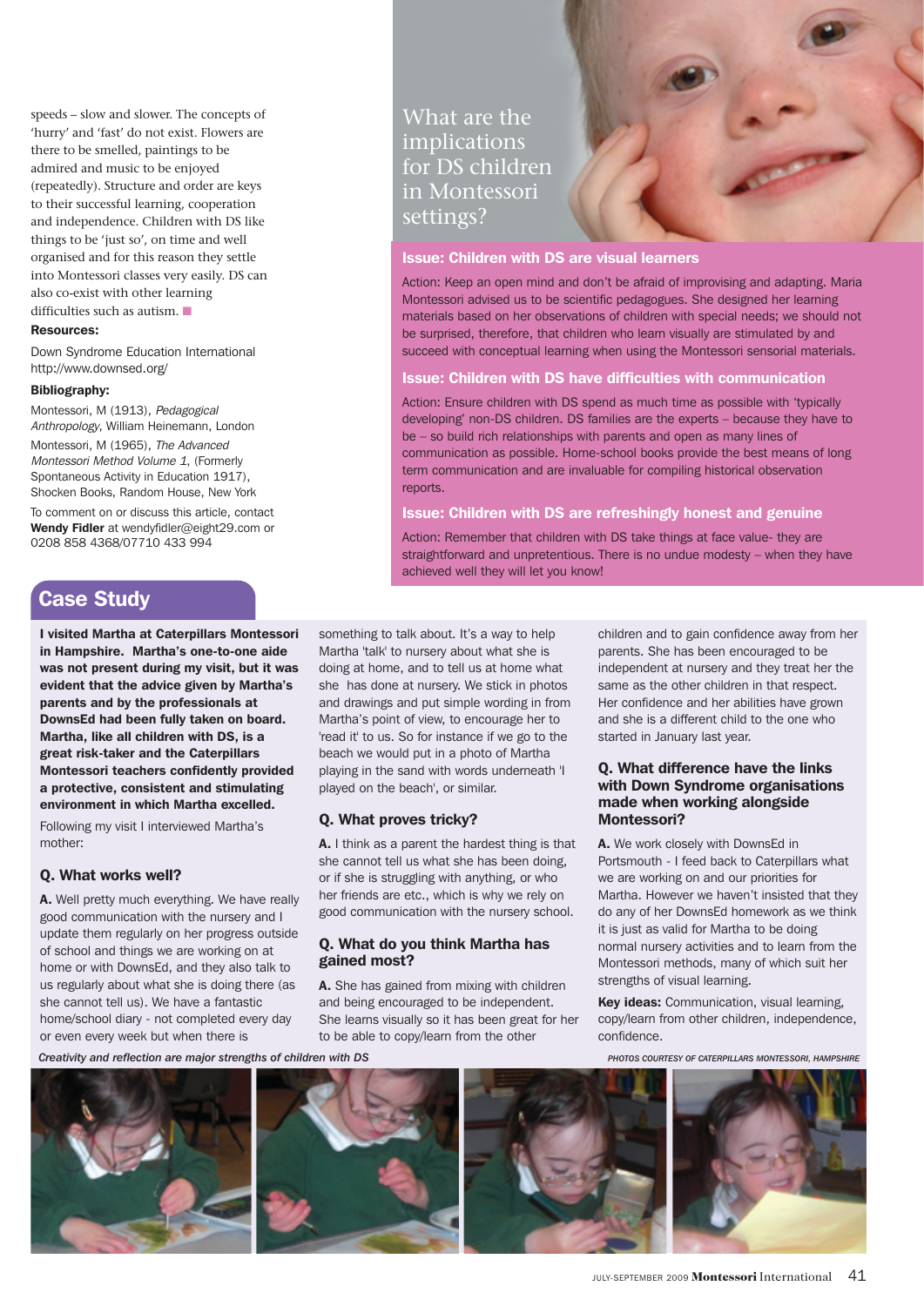speeds – slow and slower. The concepts of 'hurry' and 'fast' do not exist. Flowers are there to be smelled, paintings to be admired and music to be enjoyed (repeatedly). Structure and order are keys to their successful learning, cooperation and independence. Children with DS like things to be 'just so', on time and well organised and for this reason they settle into Montessori classes very easily. DS can also co-exist with other learning difficulties such as autism. ■

**Resources:**

Down Syndrome Education International
http://www.downsed.org/

**Bibliography:**

Montessori, M (1913), *Pedagogical Anthropology*, William Heinemann, London

Montessori, M (1965), *The Advanced Montessori Method Volume 1*, (Formerly Spontaneous Activity in Education 1917), Shocken Books, Random House, New York

To comment on or discuss this article, contact **Wendy Fidler** at wendyfidler@eight29.com or 0208 858 4368/07710 433 994

## What are the implications for DS children in Montessori settings?

### Issue: Children with DS are visual learners

Action: Keep an open mind and don't be afraid of improvising and adapting. Maria Montessori advised us to be scientific pedagogues. She designed her learning materials based on her observations of children with special needs; we should not be surprised, therefore, that children who learn visually are stimulated by and succeed with conceptual learning when using the Montessori sensorial materials.

### Issue: Children with DS have difficulties with communication

Action: Ensure children with DS spend as much time as possible with 'typically developing' non-DS children. DS families are the experts – because they have to be – so build rich relationships with parents and open as many lines of communication as possible. Home-school books provide the best means of long term communication and are invaluable for compiling historical observation reports.

### Issue: Children with DS are refreshingly honest and genuine

Action: Remember that children with DS take things at face value- they are straightforward and unpretentious. There is no undue modesty – when they have achieved well they will let you know!

## Case Study

**I visited Martha at Caterpillars Montessori in Hampshire. Martha's one-to-one aide was not present during my visit, but it was evident that the advice given by Martha's parents and by the professionals at DownsEd had been fully taken on board. Martha, like all children with DS, is a great risk-taker and the Caterpillars Montessori teachers confidently provided a protective, consistent and stimulating environment in which Martha excelled.**

Following my visit I interviewed Martha's mother:

### Q. What works well?

**A.** Well pretty much everything. We have really good communication with the nursery and I update them regularly on her progress outside of school and things we are working on at home or with DownsEd, and they also talk to us regularly about what she is doing there (as she cannot tell us). We have a fantastic home/school diary - not completed every day or even every week but when there is something to talk about. It's a way to help Martha 'talk' to nursery about what she is doing at home, and to tell us at home what she has done at nursery. We stick in photos and drawings and put simple wording in from Martha's point of view, to encourage her to 'read it' to us. So for instance if we go to the beach we would put in a photo of Martha playing in the sand with words underneath 'I played on the beach', or similar.

### Q. What proves tricky?

**A.** I think as a parent the hardest thing is that she cannot tell us what she has been doing, or if she is struggling with anything, or who her friends are etc., which is why we rely on good communication with the nursery school.

### Q. What do you think Martha has gained most?

**A.** She has gained from mixing with children and being encouraged to be independent. She learns visually so it has been great for her to be able to copy/learn from the other children and to gain confidence away from her parents. She has been encouraged to be independent at nursery and they treat her the same as the other children in that respect. Her confidence and her abilities have grown and she is a different child to the one who started in January last year.

### Q. What difference have the links with Down Syndrome organisations made when working alongside Montessori?

**A.** We work closely with DownsEd in Portsmouth - I feed back to Caterpillars what we are working on and our priorities for Martha. However we haven't insisted that they do any of her DownsEd homework as we think it is just as valid for Martha to be doing normal nursery activities and to learn from the Montessori methods, many of which suit her strengths of visual learning.

**Key ideas:** Communication, visual learning, copy/learn from other children, independence, confidence.

*Creativity and reflection are major strengths of children with DS*

*PHOTOS COURTESY OF CATERPILLARS MONTESSORI, HAMPSHIRE*